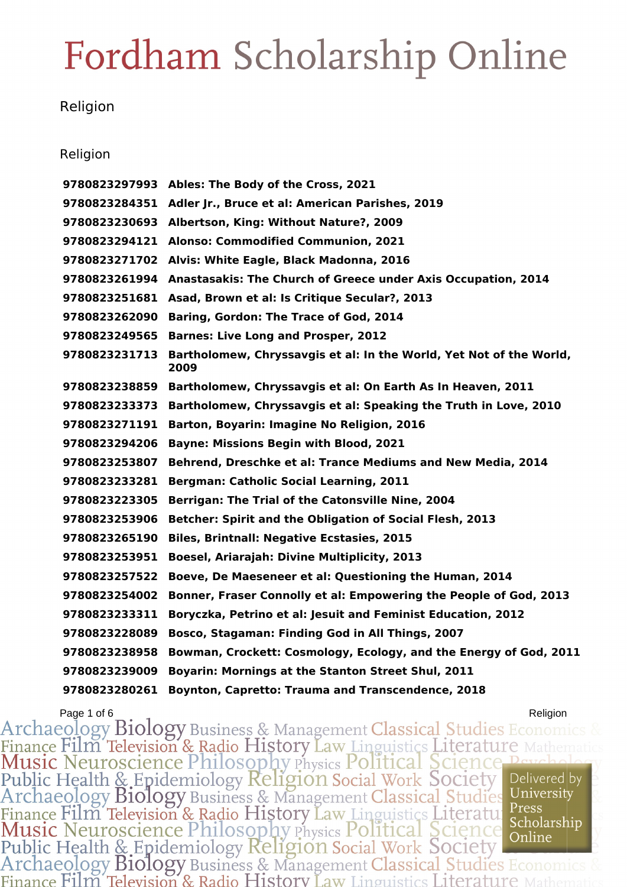# Fordham Scholarship Online

Religion

## Religion

| | |
|---|---|
| **9780823297993** | **Ables: The Body of the Cross, 2021** |
| **9780823284351** | **Adler Jr., Bruce et al: American Parishes, 2019** |
| **9780823230693** | **Albertson, King: Without Nature?, 2009** |
| **9780823294121** | **Alonso: Commodified Communion, 2021** |
| **9780823271702** | **Alvis: White Eagle, Black Madonna, 2016** |
| **9780823261994** | **Anastasakis: The Church of Greece under Axis Occupation, 2014** |
| **9780823251681** | **Asad, Brown et al: Is Critique Secular?, 2013** |
| **9780823262090** | **Baring, Gordon: The Trace of God, 2014** |
| **9780823249565** | **Barnes: Live Long and Prosper, 2012** |
| **9780823231713** | **Bartholomew, Chryssavgis et al: In the World, Yet Not of the World, 2009** |
| **9780823238859** | **Bartholomew, Chryssavgis et al: On Earth As In Heaven, 2011** |
| **9780823233373** | **Bartholomew, Chryssavgis et al: Speaking the Truth in Love, 2010** |
| **9780823271191** | **Barton, Boyarin: Imagine No Religion, 2016** |
| **9780823294206** | **Bayne: Missions Begin with Blood, 2021** |
| **9780823253807** | **Behrend, Dreschke et al: Trance Mediums and New Media, 2014** |
| **9780823233281** | **Bergman: Catholic Social Learning, 2011** |
| **9780823223305** | **Berrigan: The Trial of the Catonsville Nine, 2004** |
| **9780823253906** | **Betcher: Spirit and the Obligation of Social Flesh, 2013** |
| **9780823265190** | **Biles, Brintnall: Negative Ecstasies, 2015** |
| **9780823253951** | **Boesel, Ariarajah: Divine Multiplicity, 2013** |
| **9780823257522** | **Boeve, De Maeseneer et al: Questioning the Human, 2014** |
| **9780823254002** | **Bonner, Fraser Connolly et al: Empowering the People of God, 2013** |
| **9780823233311** | **Boryczka, Petrino et al: Jesuit and Feminist Education, 2012** |
| **9780823228089** | **Bosco, Stagaman: Finding God in All Things, 2007** |
| **9780823238958** | **Bowman, Crockett: Cosmology, Ecology, and the Energy of God, 2011** |
| **9780823239009** | **Boyarin: Mornings at the Stanton Street Shul, 2011** |
| **9780823280261** | **Boynton, Capretto: Trauma and Transcendence, 2018** |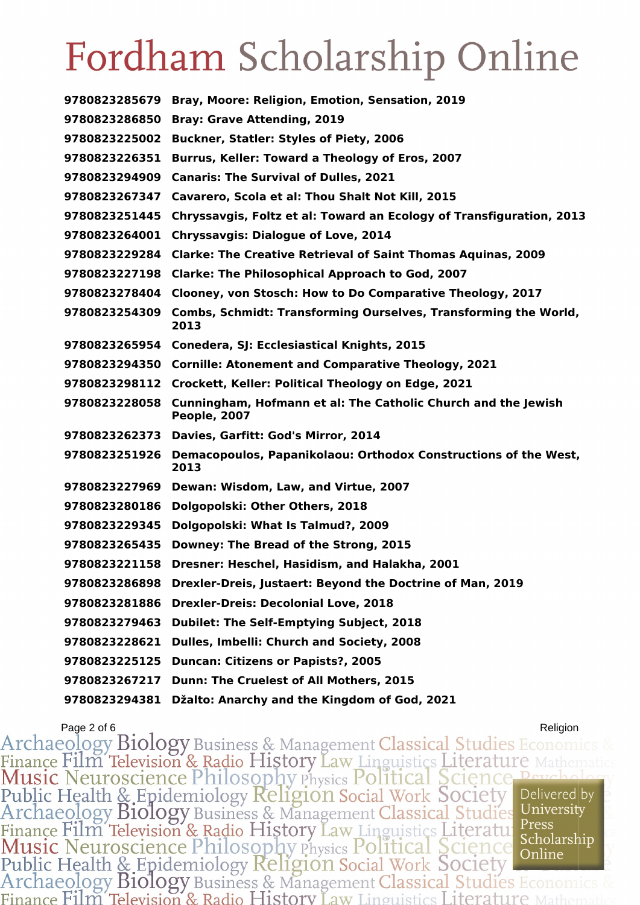| | |
|---|---|
| **9780823285679** | **Bray, Moore: Religion, Emotion, Sensation, 2019** |
| **9780823286850** | **Bray: Grave Attending, 2019** |
| **9780823225002** | **Buckner, Statler: Styles of Piety, 2006** |
| **9780823226351** | **Burrus, Keller: Toward a Theology of Eros, 2007** |
| **9780823294909** | **Canaris: The Survival of Dulles, 2021** |
| **9780823267347** | **Cavarero, Scola et al: Thou Shalt Not Kill, 2015** |
| **9780823251445** | **Chryssavgis, Foltz et al: Toward an Ecology of Transfiguration, 2013** |
| **9780823264001** | **Chryssavgis: Dialogue of Love, 2014** |
| **9780823229284** | **Clarke: The Creative Retrieval of Saint Thomas Aquinas, 2009** |
| **9780823227198** | **Clarke: The Philosophical Approach to God, 2007** |
| **9780823278404** | **Clooney, von Stosch: How to Do Comparative Theology, 2017** |
| **9780823254309** | **Combs, Schmidt: Transforming Ourselves, Transforming the World, 2013** |
| **9780823265954** | **Conedera, SJ: Ecclesiastical Knights, 2015** |
| **9780823294350** | **Cornille: Atonement and Comparative Theology, 2021** |
| **9780823298112** | **Crockett, Keller: Political Theology on Edge, 2021** |
| **9780823228058** | **Cunningham, Hofmann et al: The Catholic Church and the Jewish People, 2007** |
| **9780823262373** | **Davies, Garfitt: God's Mirror, 2014** |
| **9780823251926** | **Demacopoulos, Papanikolaou: Orthodox Constructions of the West, 2013** |
| **9780823227969** | **Dewan: Wisdom, Law, and Virtue, 2007** |
| **9780823280186** | **Dolgopolski: Other Others, 2018** |
| **9780823229345** | **Dolgopolski: What Is Talmud?, 2009** |
| **9780823265435** | **Downey: The Bread of the Strong, 2015** |
| **9780823221158** | **Dresner: Heschel, Hasidism, and Halakha, 2001** |
| **9780823286898** | **Drexler-Dreis, Justaert: Beyond the Doctrine of Man, 2019** |
| **9780823281886** | **Drexler-Dreis: Decolonial Love, 2018** |
| **9780823279463** | **Dubilet: The Self-Emptying Subject, 2018** |
| **9780823228621** | **Dulles, Imbelli: Church and Society, 2008** |
| **9780823225125** | **Duncan: Citizens or Papists?, 2005** |
| **9780823267217** | **Dunn: The Cruelest of All Mothers, 2015** |
| **9780823294381** | **Džalto: Anarchy and the Kingdom of God, 2021** |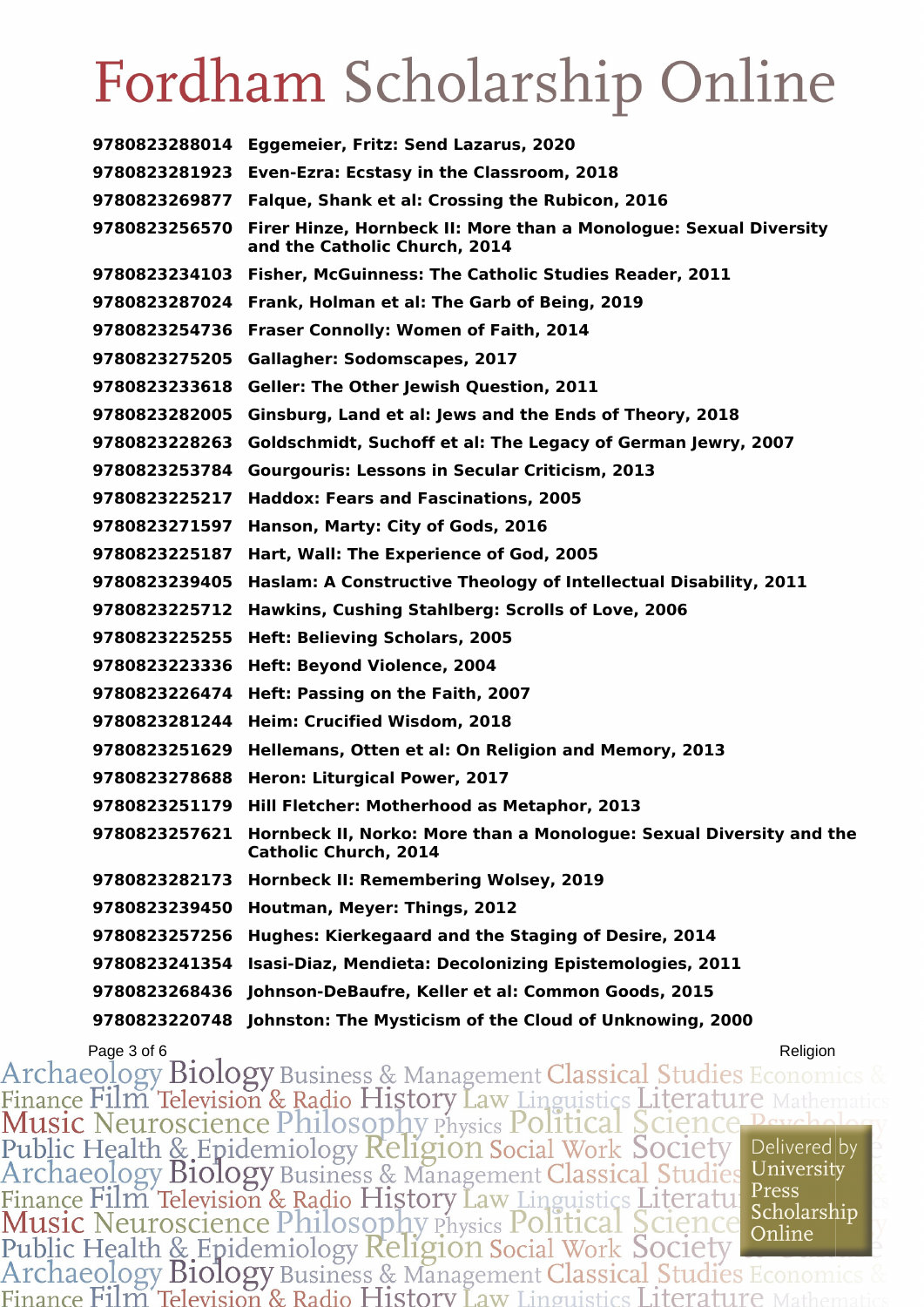# Fordham Scholarship Online

| | |
|---|---|
| **9780823288014** | **Eggemeier, Fritz: Send Lazarus, 2020** |
| **9780823281923** | **Even-Ezra: Ecstasy in the Classroom, 2018** |
| **9780823269877** | **Falque, Shank et al: Crossing the Rubicon, 2016** |
| **9780823256570** | **Firer Hinze, Hornbeck II: More than a Monologue: Sexual Diversity and the Catholic Church, 2014** |
| **9780823234103** | **Fisher, McGuinness: The Catholic Studies Reader, 2011** |
| **9780823287024** | **Frank, Holman et al: The Garb of Being, 2019** |
| **9780823254736** | **Fraser Connolly: Women of Faith, 2014** |
| **9780823275205** | **Gallagher: Sodomscapes, 2017** |
| **9780823233618** | **Geller: The Other Jewish Question, 2011** |
| **9780823282005** | **Ginsburg, Land et al: Jews and the Ends of Theory, 2018** |
| **9780823228263** | **Goldschmidt, Suchoff et al: The Legacy of German Jewry, 2007** |
| **9780823253784** | **Gourgouris: Lessons in Secular Criticism, 2013** |
| **9780823225217** | **Haddox: Fears and Fascinations, 2005** |
| **9780823271597** | **Hanson, Marty: City of Gods, 2016** |
| **9780823225187** | **Hart, Wall: The Experience of God, 2005** |
| **9780823239405** | **Haslam: A Constructive Theology of Intellectual Disability, 2011** |
| **9780823225712** | **Hawkins, Cushing Stahlberg: Scrolls of Love, 2006** |
| **9780823225255** | **Heft: Believing Scholars, 2005** |
| **9780823223336** | **Heft: Beyond Violence, 2004** |
| **9780823226474** | **Heft: Passing on the Faith, 2007** |
| **9780823281244** | **Heim: Crucified Wisdom, 2018** |
| **9780823251629** | **Hellemans, Otten et al: On Religion and Memory, 2013** |
| **9780823278688** | **Heron: Liturgical Power, 2017** |
| **9780823251179** | **Hill Fletcher: Motherhood as Metaphor, 2013** |
| **9780823257621** | **Hornbeck II, Norko: More than a Monologue: Sexual Diversity and the Catholic Church, 2014** |
| **9780823282173** | **Hornbeck II: Remembering Wolsey, 2019** |
| **9780823239450** | **Houtman, Meyer: Things, 2012** |
| **9780823257256** | **Hughes: Kierkegaard and the Staging of Desire, 2014** |
| **9780823241354** | **Isasi-Diaz, Mendieta: Decolonizing Epistemologies, 2011** |
| **9780823268436** | **Johnson-DeBaufre, Keller et al: Common Goods, 2015** |
| **9780823220748** | **Johnston: The Mysticism of the Cloud of Unknowing, 2000** |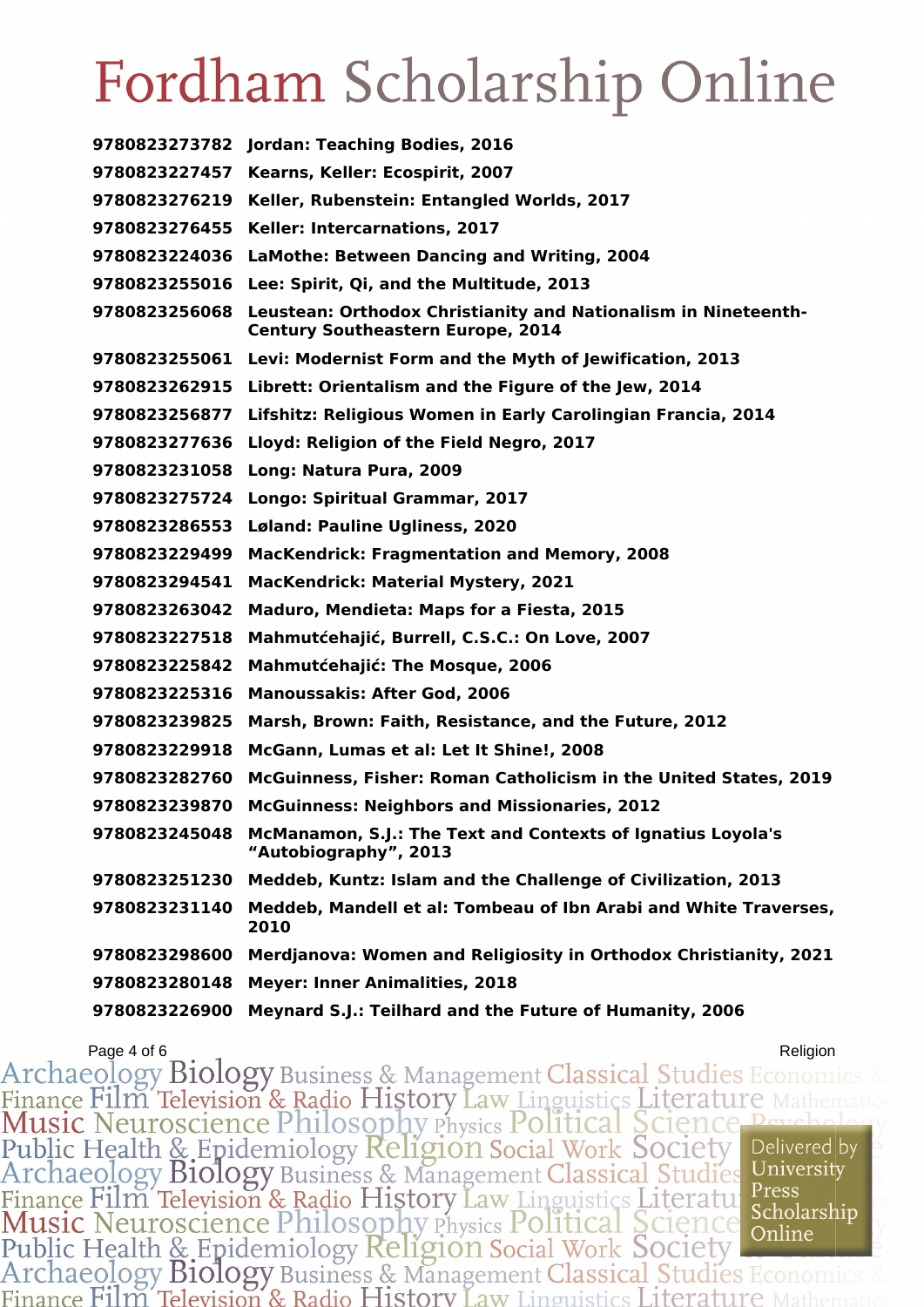# Fordham Scholarship Online

| | |
|---|---|
| **9780823273782** | **Jordan: Teaching Bodies, 2016** |
| **9780823227457** | **Kearns, Keller: Ecospirit, 2007** |
| **9780823276219** | **Keller, Rubenstein: Entangled Worlds, 2017** |
| **9780823276455** | **Keller: Intercarnations, 2017** |
| **9780823224036** | **LaMothe: Between Dancing and Writing, 2004** |
| **9780823255016** | **Lee: Spirit, Qi, and the Multitude, 2013** |
| **9780823256068** | **Leustean: Orthodox Christianity and Nationalism in Nineteenth-Century Southeastern Europe, 2014** |
| **9780823255061** | **Levi: Modernist Form and the Myth of Jewification, 2013** |
| **9780823262915** | **Librett: Orientalism and the Figure of the Jew, 2014** |
| **9780823256877** | **Lifshitz: Religious Women in Early Carolingian Francia, 2014** |
| **9780823277636** | **Lloyd: Religion of the Field Negro, 2017** |
| **9780823231058** | **Long: Natura Pura, 2009** |
| **9780823275724** | **Longo: Spiritual Grammar, 2017** |
| **9780823286553** | **Løland: Pauline Ugliness, 2020** |
| **9780823229499** | **MacKendrick: Fragmentation and Memory, 2008** |
| **9780823294541** | **MacKendrick: Material Mystery, 2021** |
| **9780823263042** | **Maduro, Mendieta: Maps for a Fiesta, 2015** |
| **9780823227518** | **Mahmutćehajić, Burrell, C.S.C.: On Love, 2007** |
| **9780823225842** | **Mahmutćehajić: The Mosque, 2006** |
| **9780823225316** | **Manoussakis: After God, 2006** |
| **9780823239825** | **Marsh, Brown: Faith, Resistance, and the Future, 2012** |
| **9780823229918** | **McGann, Lumas et al: Let It Shine!, 2008** |
| **9780823282760** | **McGuinness, Fisher: Roman Catholicism in the United States, 2019** |
| **9780823239870** | **McGuinness: Neighbors and Missionaries, 2012** |
| **9780823245048** | **McManamon, S.J.: The Text and Contexts of Ignatius Loyola's "Autobiography", 2013** |
| **9780823251230** | **Meddeb, Kuntz: Islam and the Challenge of Civilization, 2013** |
| **9780823231140** | **Meddeb, Mandell et al: Tombeau of Ibn Arabi and White Traverses, 2010** |
| **9780823298600** | **Merdjanova: Women and Religiosity in Orthodox Christianity, 2021** |
| **9780823280148** | **Meyer: Inner Animalities, 2018** |
| **9780823226900** | **Meynard S.J.: Teilhard and the Future of Humanity, 2006** |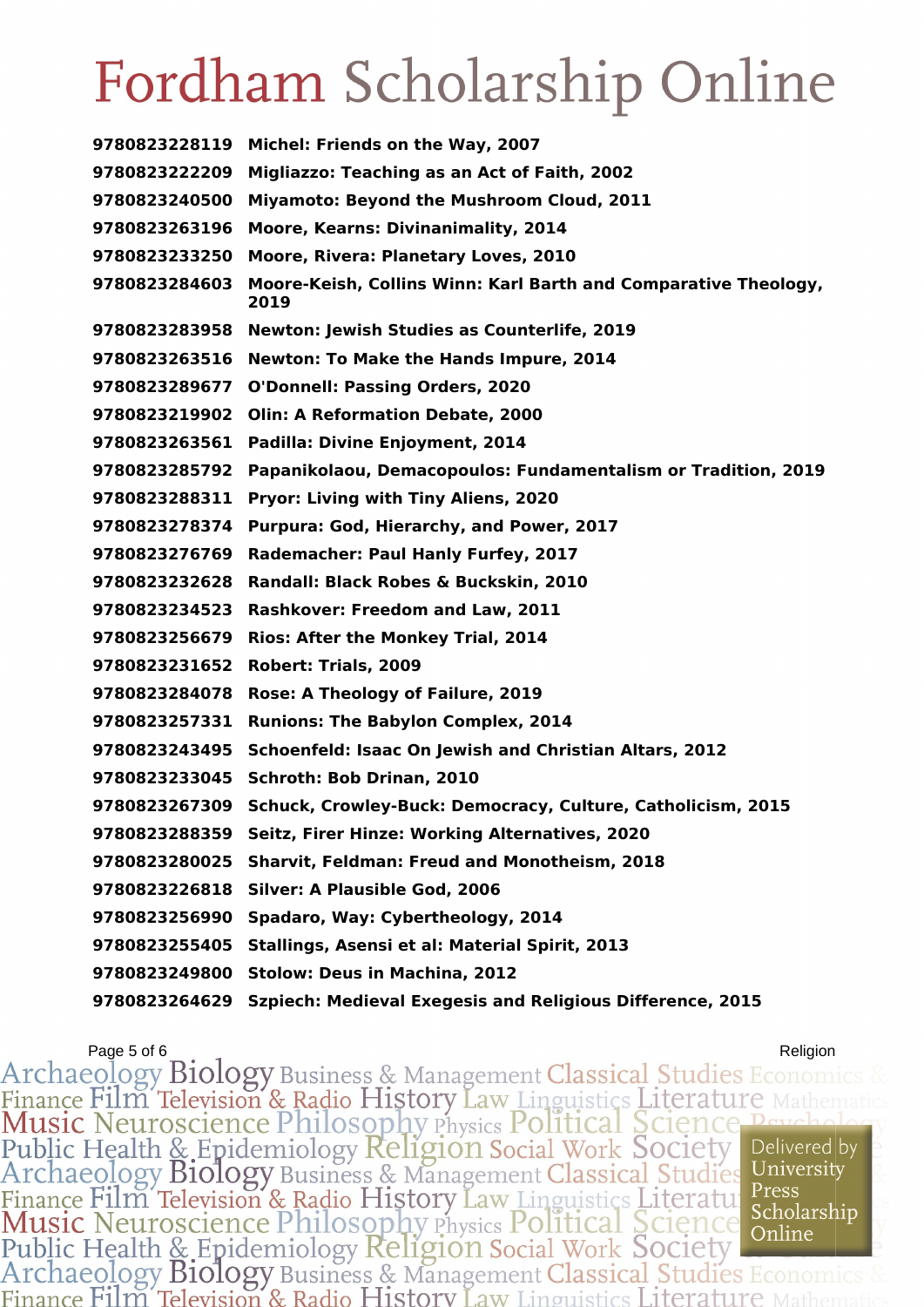# Fordham Scholarship Online

| | |
|---|---|
| **9780823228119** | **Michel: Friends on the Way, 2007** |
| **9780823222209** | **Migliazzo: Teaching as an Act of Faith, 2002** |
| **9780823240500** | **Miyamoto: Beyond the Mushroom Cloud, 2011** |
| **9780823263196** | **Moore, Kearns: Divinanimality, 2014** |
| **9780823233250** | **Moore, Rivera: Planetary Loves, 2010** |
| **9780823284603** | **Moore-Keish, Collins Winn: Karl Barth and Comparative Theology, 2019** |
| **9780823283958** | **Newton: Jewish Studies as Counterlife, 2019** |
| **9780823263516** | **Newton: To Make the Hands Impure, 2014** |
| **9780823289677** | **O'Donnell: Passing Orders, 2020** |
| **9780823219902** | **Olin: A Reformation Debate, 2000** |
| **9780823263561** | **Padilla: Divine Enjoyment, 2014** |
| **9780823285792** | **Papanikolaou, Demacopoulos: Fundamentalism or Tradition, 2019** |
| **9780823288311** | **Pryor: Living with Tiny Aliens, 2020** |
| **9780823278374** | **Purpura: God, Hierarchy, and Power, 2017** |
| **9780823276769** | **Rademacher: Paul Hanly Furfey, 2017** |
| **9780823232628** | **Randall: Black Robes & Buckskin, 2010** |
| **9780823234523** | **Rashkover: Freedom and Law, 2011** |
| **9780823256679** | **Rios: After the Monkey Trial, 2014** |
| **9780823231652** | **Robert: Trials, 2009** |
| **9780823284078** | **Rose: A Theology of Failure, 2019** |
| **9780823257331** | **Runions: The Babylon Complex, 2014** |
| **9780823243495** | **Schoenfeld: Isaac On Jewish and Christian Altars, 2012** |
| **9780823233045** | **Schroth: Bob Drinan, 2010** |
| **9780823267309** | **Schuck, Crowley-Buck: Democracy, Culture, Catholicism, 2015** |
| **9780823288359** | **Seitz, Firer Hinze: Working Alternatives, 2020** |
| **9780823280025** | **Sharvit, Feldman: Freud and Monotheism, 2018** |
| **9780823226818** | **Silver: A Plausible God, 2006** |
| **9780823256990** | **Spadaro, Way: Cybertheology, 2014** |
| **9780823255405** | **Stallings, Asensi et al: Material Spirit, 2013** |
| **9780823249800** | **Stolow: Deus in Machina, 2012** |
| **9780823264629** | **Szpiech: Medieval Exegesis and Religious Difference, 2015** |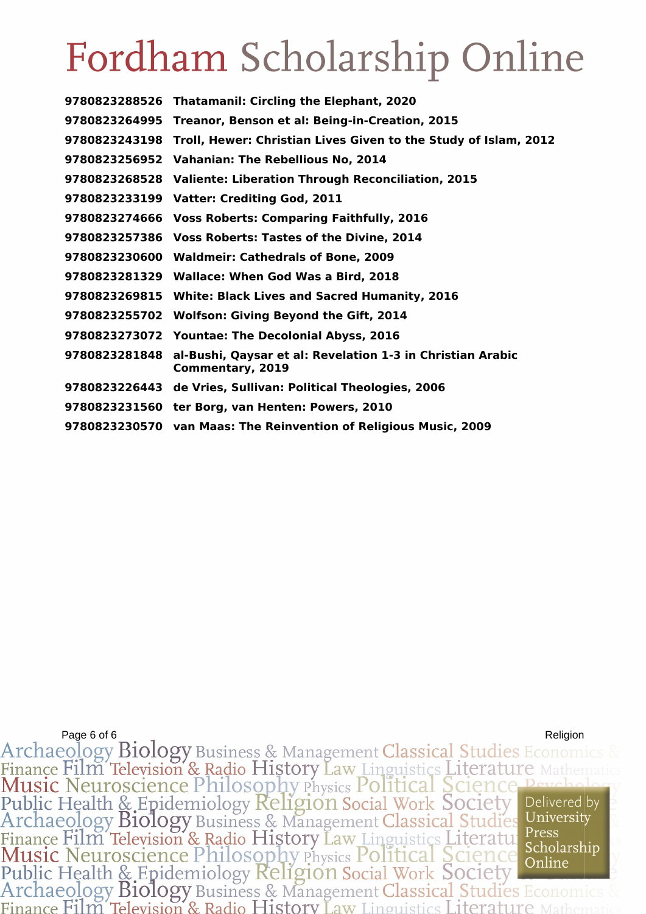# Fordham Scholarship Online

| | |
|---|---|
| **9780823288526** | **Thatamanil: Circling the Elephant, 2020** |
| **9780823264995** | **Treanor, Benson et al: Being-in-Creation, 2015** |
| **9780823243198** | **Troll, Hewer: Christian Lives Given to the Study of Islam, 2012** |
| **9780823256952** | **Vahanian: The Rebellious No, 2014** |
| **9780823268528** | **Valiente: Liberation Through Reconciliation, 2015** |
| **9780823233199** | **Vatter: Crediting God, 2011** |
| **9780823274666** | **Voss Roberts: Comparing Faithfully, 2016** |
| **9780823257386** | **Voss Roberts: Tastes of the Divine, 2014** |
| **9780823230600** | **Waldmeir: Cathedrals of Bone, 2009** |
| **9780823281329** | **Wallace: When God Was a Bird, 2018** |
| **9780823269815** | **White: Black Lives and Sacred Humanity, 2016** |
| **9780823255702** | **Wolfson: Giving Beyond the Gift, 2014** |
| **9780823273072** | **Yountae: The Decolonial Abyss, 2016** |
| **9780823281848** | **al-Bushi, Qaysar et al: Revelation 1-3 in Christian Arabic Commentary, 2019** |
| **9780823226443** | **de Vries, Sullivan: Political Theologies, 2006** |
| **9780823231560** | **ter Borg, van Henten: Powers, 2010** |
| **9780823230570** | **van Maas: The Reinvention of Religious Music, 2009** |